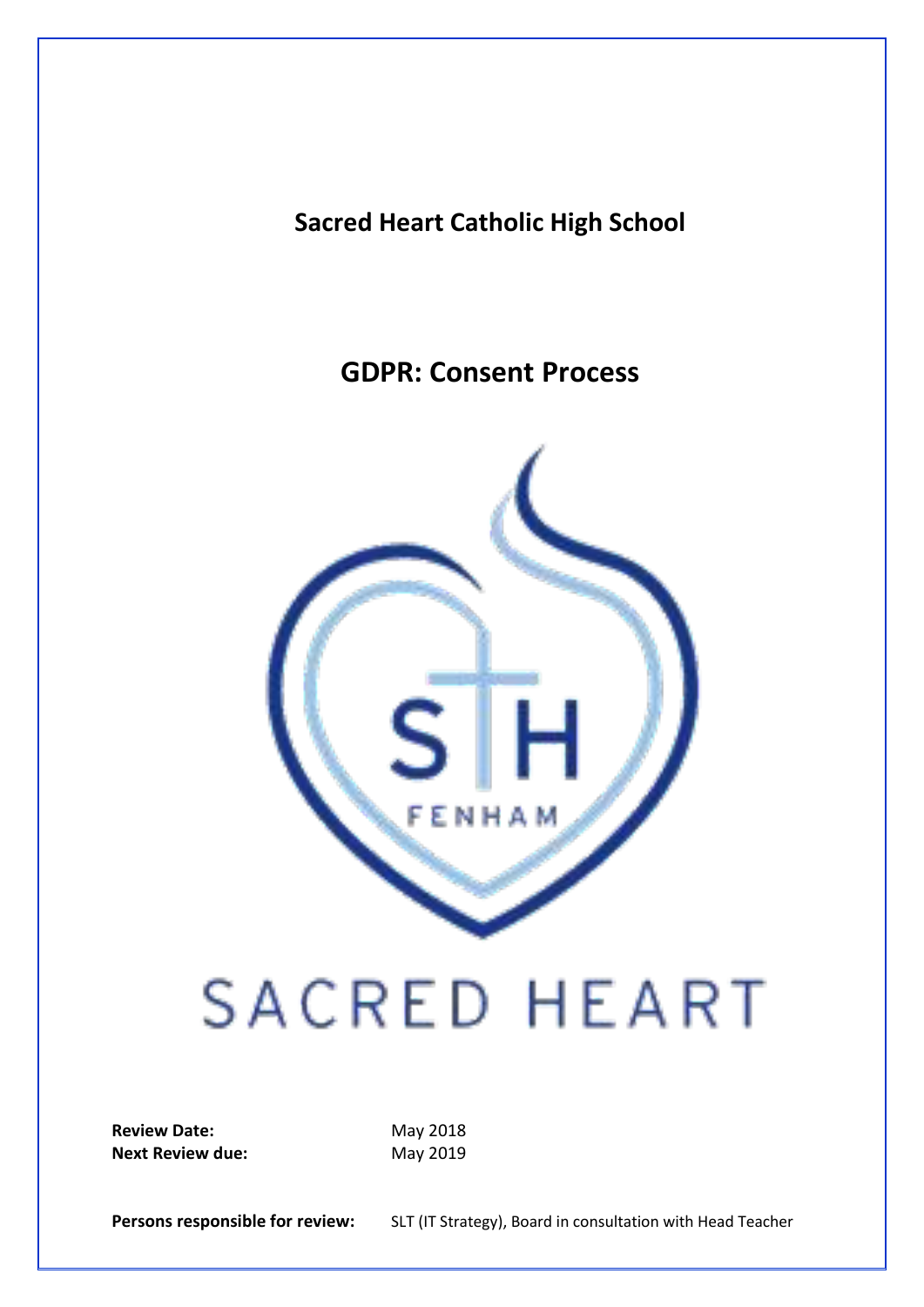# Sacred Heart Catholic High School

## GDPR: Consent Process

**Review Date:** May 2018
**Next Review due:** May 2019

**Persons responsible for review:** SLT (IT Strategy), Board in consultation with Head Teacher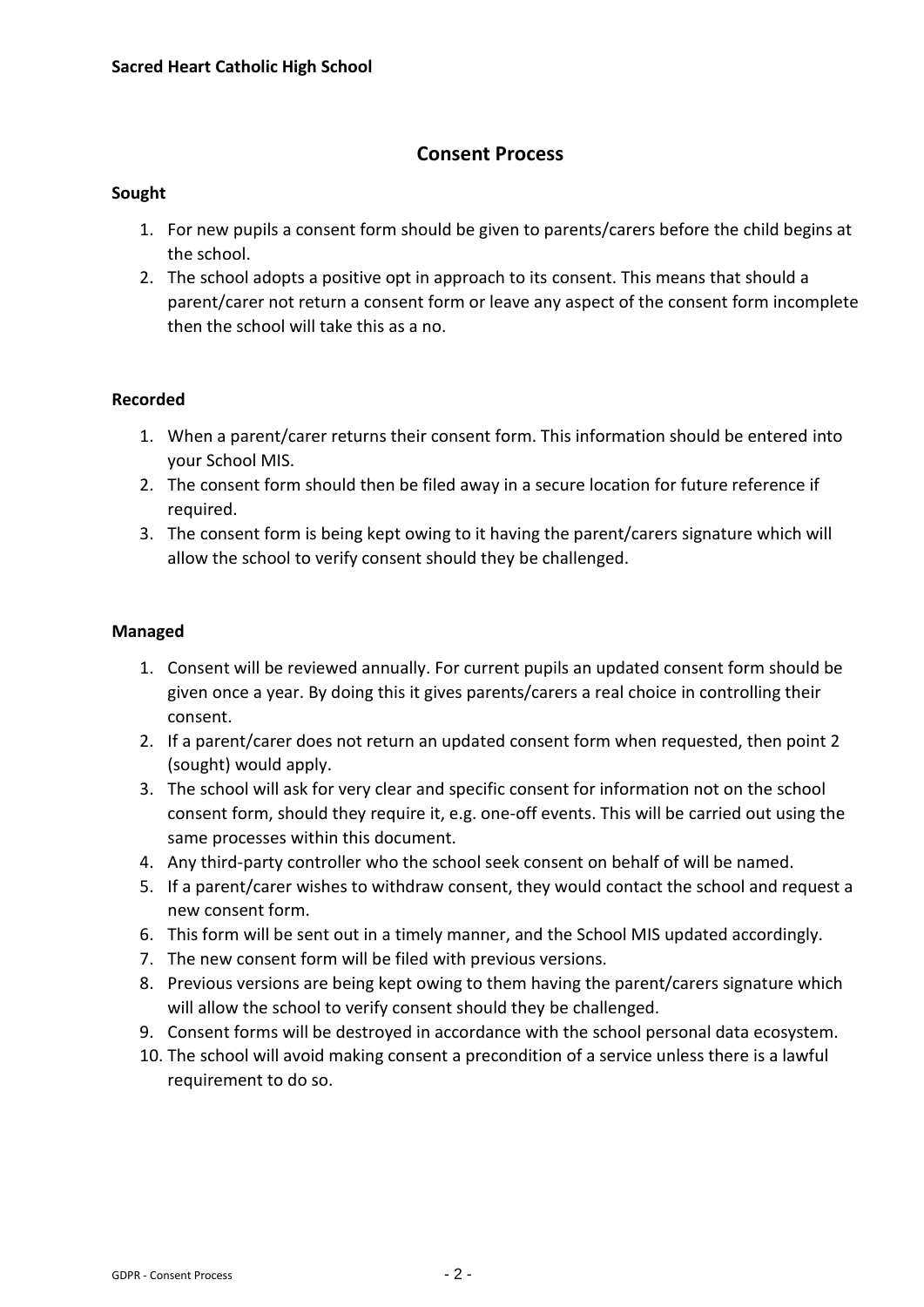## Consent Process

### Sought

1. For new pupils a consent form should be given to parents/carers before the child begins at the school.
2. The school adopts a positive opt in approach to its consent. This means that should a parent/carer not return a consent form or leave any aspect of the consent form incomplete then the school will take this as a no.

### Recorded

1. When a parent/carer returns their consent form. This information should be entered into your School MIS.
2. The consent form should then be filed away in a secure location for future reference if required.
3. The consent form is being kept owing to it having the parent/carers signature which will allow the school to verify consent should they be challenged.

### Managed

1. Consent will be reviewed annually. For current pupils an updated consent form should be given once a year. By doing this it gives parents/carers a real choice in controlling their consent.
2. If a parent/carer does not return an updated consent form when requested, then point 2 (sought) would apply.
3. The school will ask for very clear and specific consent for information not on the school consent form, should they require it, e.g. one-off events. This will be carried out using the same processes within this document.
4. Any third-party controller who the school seek consent on behalf of will be named.
5. If a parent/carer wishes to withdraw consent, they would contact the school and request a new consent form.
6. This form will be sent out in a timely manner, and the School MIS updated accordingly.
7. The new consent form will be filed with previous versions.
8. Previous versions are being kept owing to them having the parent/carers signature which will allow the school to verify consent should they be challenged.
9. Consent forms will be destroyed in accordance with the school personal data ecosystem.
10. The school will avoid making consent a precondition of a service unless there is a lawful requirement to do so.